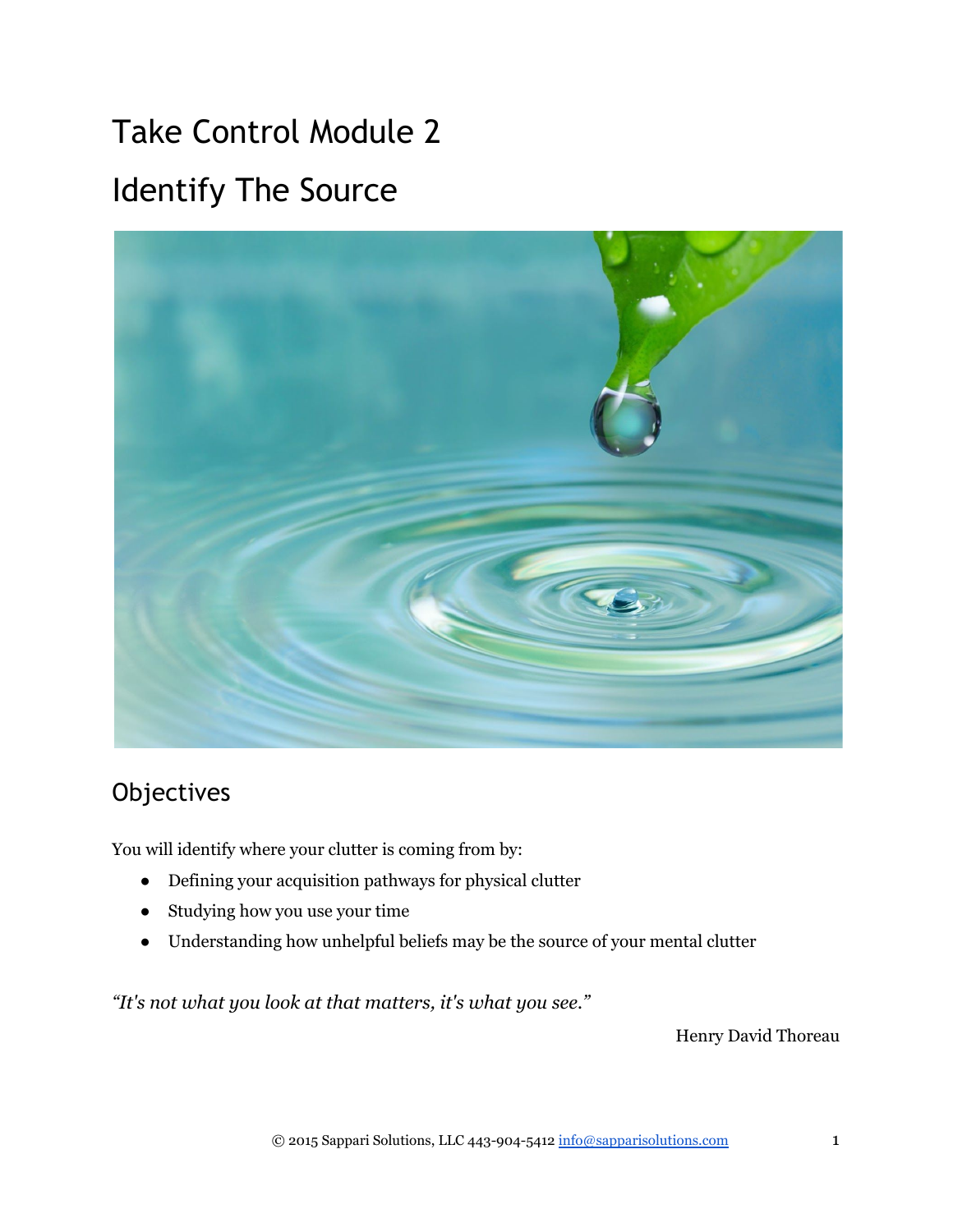# Take Control Module 2

# Identify The Source

## Objectives

You will identify where your clutter is coming from by:

- Defining your acquisition pathways for physical clutter
- Studying how you use your time
- Understanding how unhelpful beliefs may be the source of your mental clutter

*"It's not what you look at that matters, it's what you see."*

Henry David Thoreau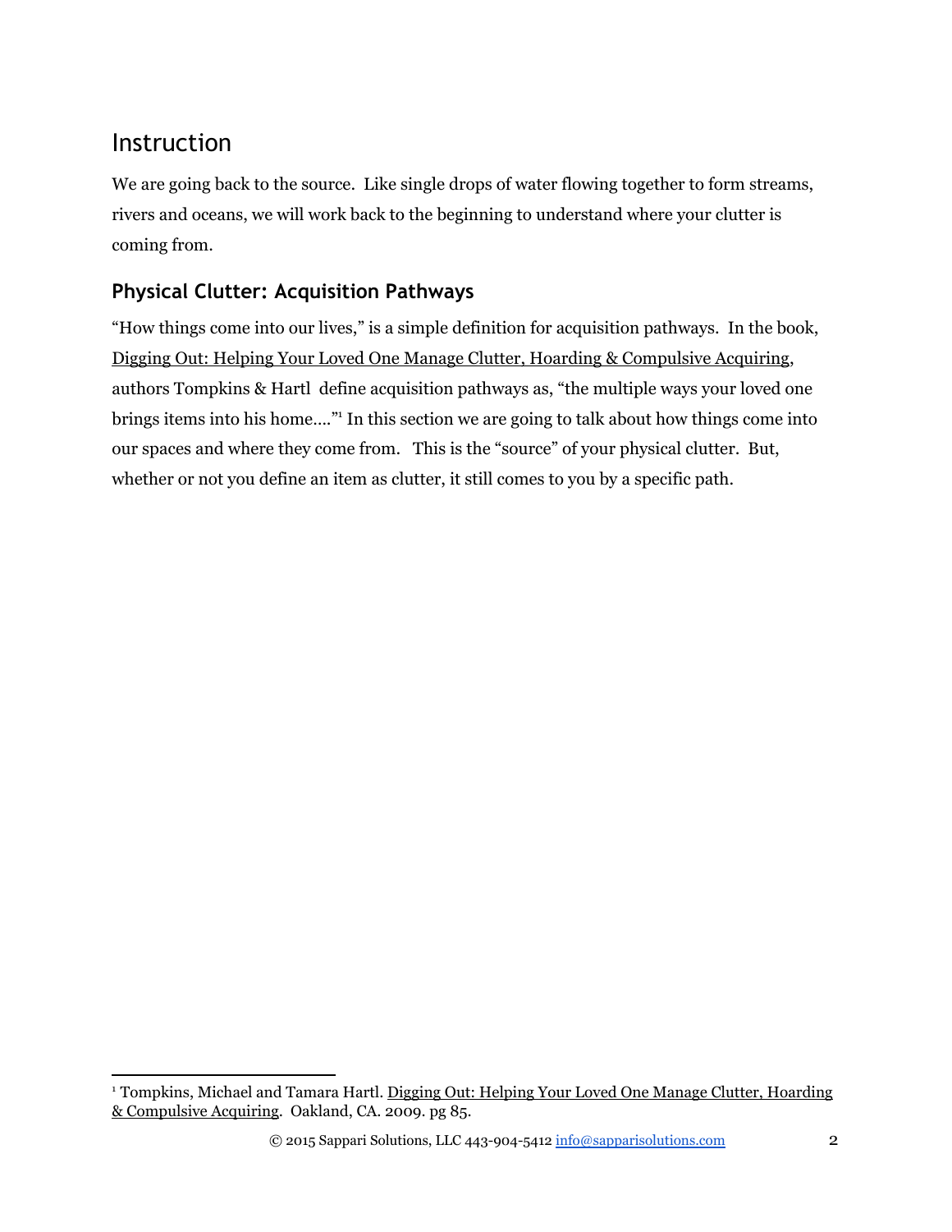## Instruction

We are going back to the source. Like single drops of water flowing together to form streams, rivers and oceans, we will work back to the beginning to understand where your clutter is coming from.

### Physical Clutter: Acquisition Pathways

"How things come into our lives," is a simple definition for acquisition pathways. In the book, Digging Out: Helping Your Loved One Manage Clutter, Hoarding & Compulsive Acquiring, authors Tompkins & Hartl define acquisition pathways as, "the multiple ways your loved one brings items into his home…."[1] In this section we are going to talk about how things come into our spaces and where they come from. This is the "source" of your physical clutter. But, whether or not you define an item as clutter, it still comes to you by a specific path.

---

[1] Tompkins, Michael and Tamara Hartl. Digging Out: Helping Your Loved One Manage Clutter, Hoarding & Compulsive Acquiring. Oakland, CA. 2009. pg 85.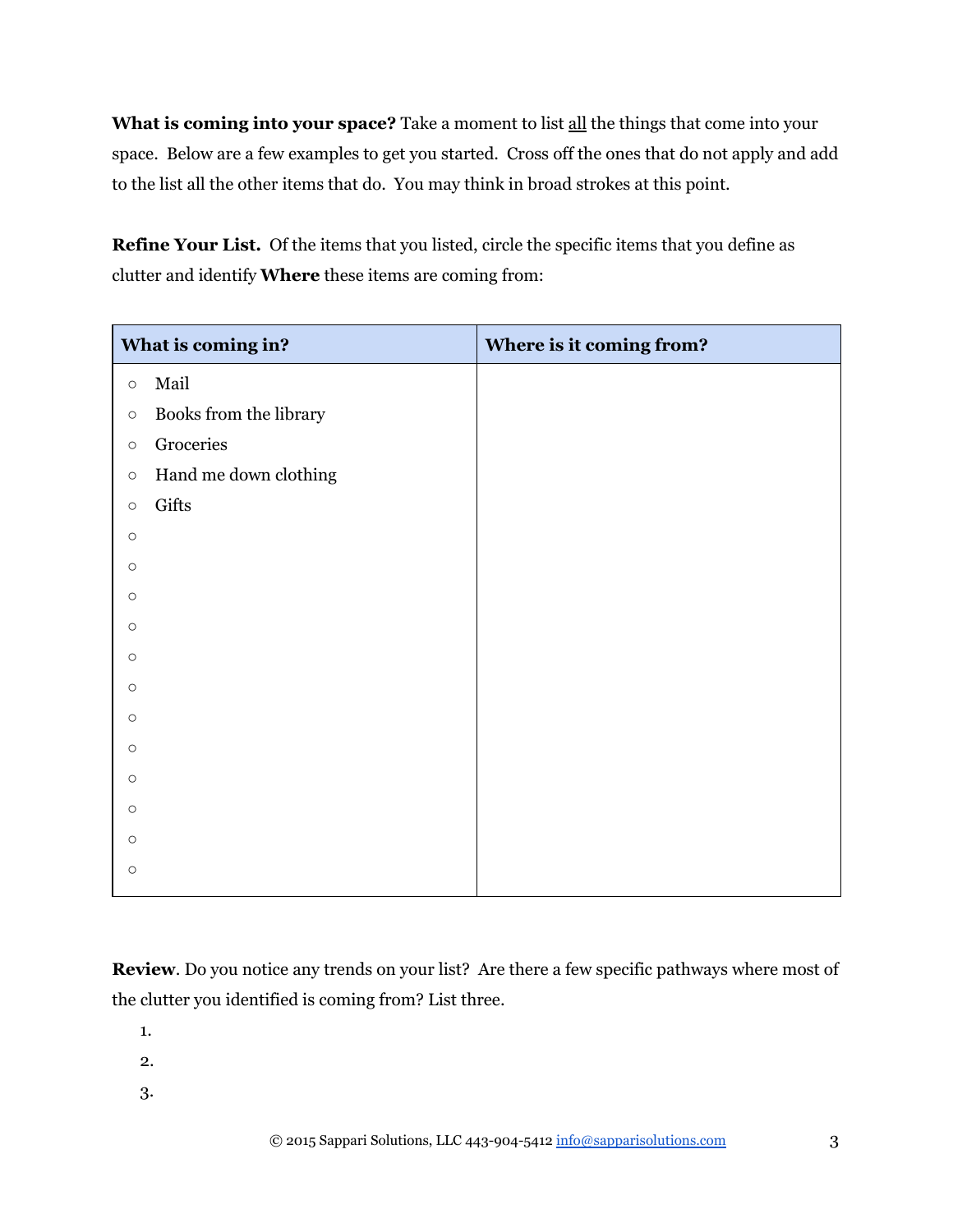**What is coming into your space?** Take a moment to list all the things that come into your space. Below are a few examples to get you started. Cross off the ones that do not apply and add to the list all the other items that do. You may think in broad strokes at this point.

**Refine Your List.** Of the items that you listed, circle the specific items that you define as clutter and identify **Where** these items are coming from:

| What is coming in? | Where is it coming from? |
| --- | --- |
| ○ Mail<br>○ Books from the library<br>○ Groceries<br>○ Hand me down clothing<br>○ Gifts<br>○<br>○<br>○<br>○<br>○<br>○<br>○<br>○<br>○<br>○<br>○<br>○ | |

**Review**. Do you notice any trends on your list? Are there a few specific pathways where most of the clutter you identified is coming from? List three.

1.
2.
3.

© 2015 Sappari Solutions, LLC 443-904-5412 info@sapparisolutions.com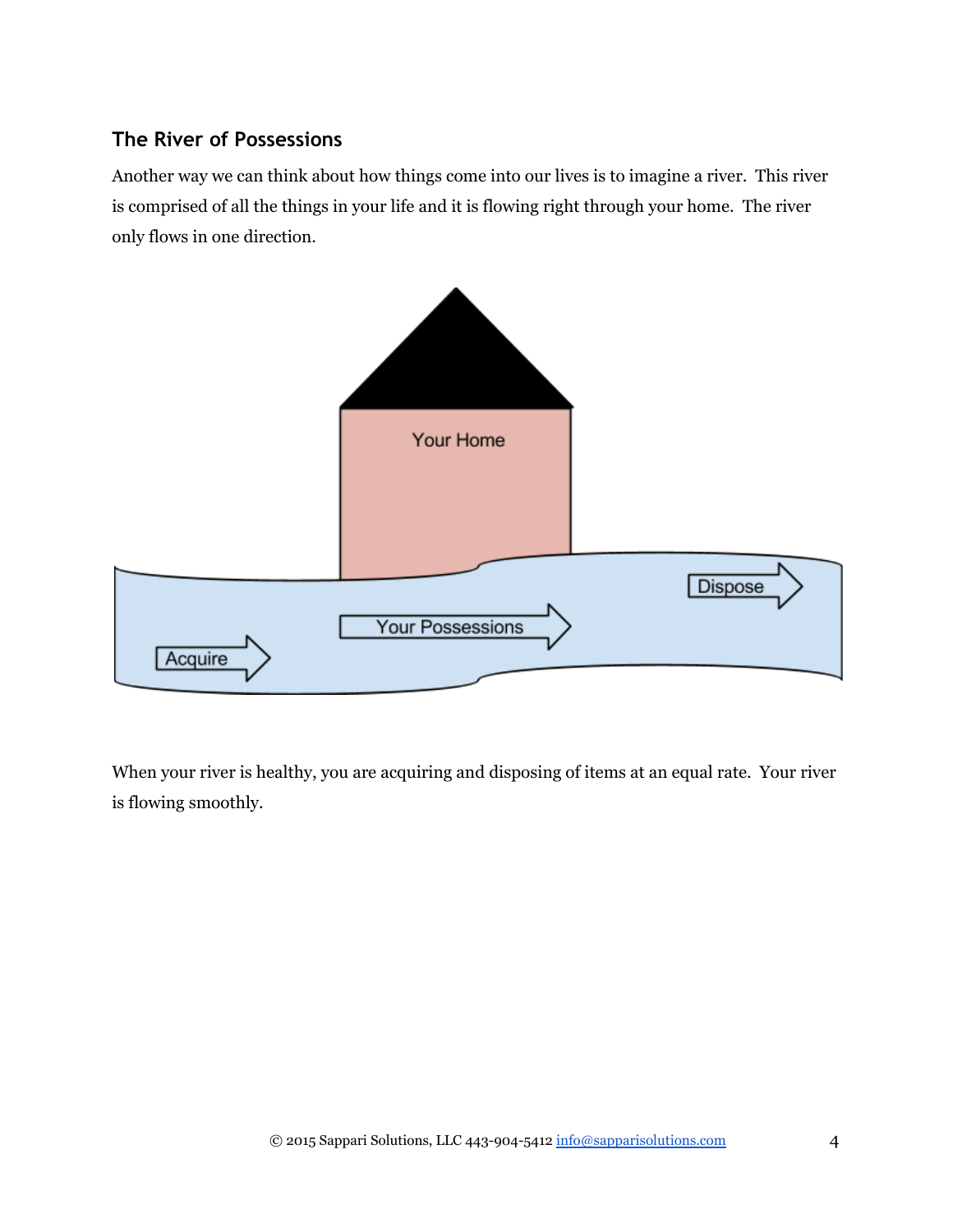### The River of Possessions

Another way we can think about how things come into our lives is to imagine a river. This river is comprised of all the things in your life and it is flowing right through your home. The river only flows in one direction.

When your river is healthy, you are acquiring and disposing of items at an equal rate. Your river is flowing smoothly.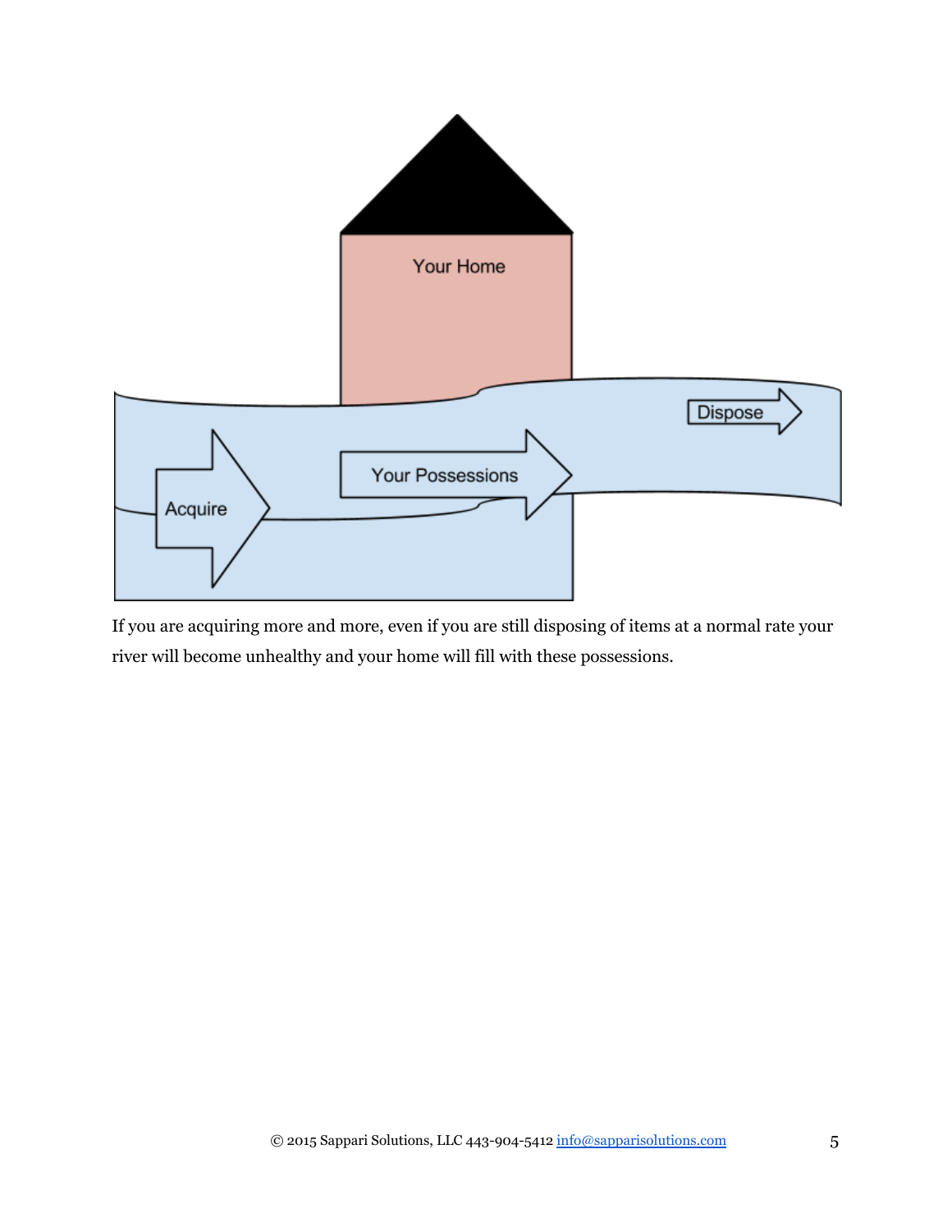If you are acquiring more and more, even if you are still disposing of items at a normal rate your river will become unhealthy and your home will fill with these possessions.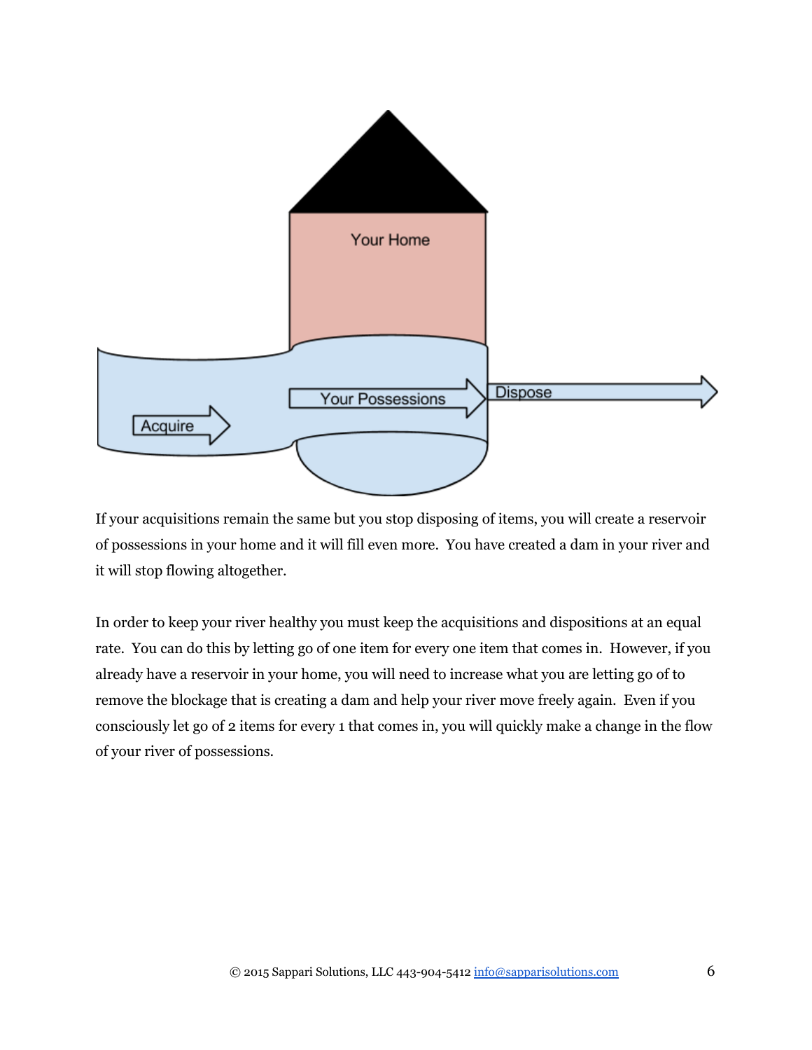If your acquisitions remain the same but you stop disposing of items, you will create a reservoir of possessions in your home and it will fill even more. You have created a dam in your river and it will stop flowing altogether.

In order to keep your river healthy you must keep the acquisitions and dispositions at an equal rate. You can do this by letting go of one item for every one item that comes in. However, if you already have a reservoir in your home, you will need to increase what you are letting go of to remove the blockage that is creating a dam and help your river move freely again. Even if you consciously let go of 2 items for every 1 that comes in, you will quickly make a change in the flow of your river of possessions.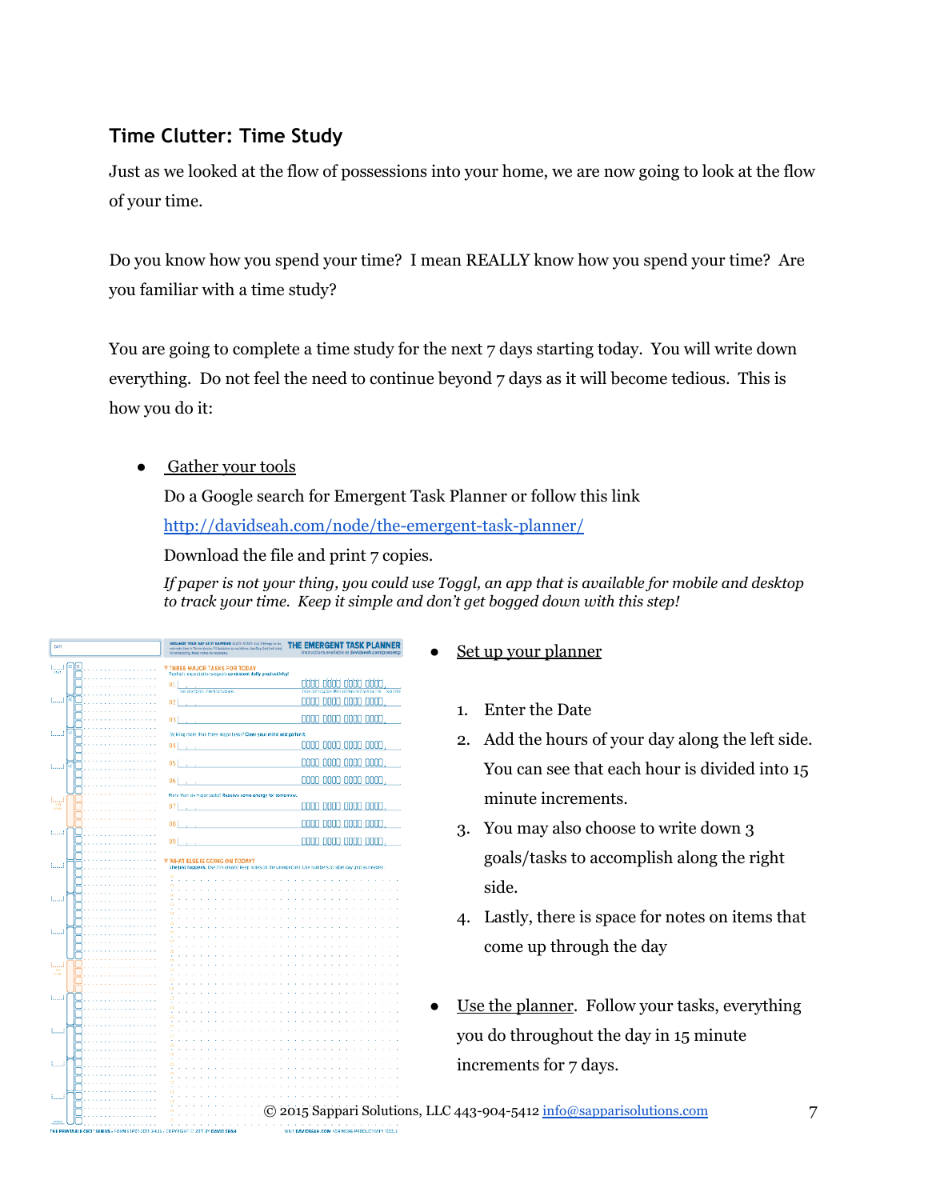### Time Clutter: Time Study

Just as we looked at the flow of possessions into your home, we are now going to look at the flow of your time.

Do you know how you spend your time? I mean REALLY know how you spend your time? Are you familiar with a time study?

You are going to complete a time study for the next 7 days starting today. You will write down everything. Do not feel the need to continue beyond 7 days as it will become tedious. This is how you do it:

- Gather your tools

  Do a Google search for Emergent Task Planner or follow this link [http://davidseah.com/node/the-emergent-task-planner/](http://davidseah.com/node/the-emergent-task-planner/)

  Download the file and print 7 copies.

  *If paper is not your thing, you could use Toggl, an app that is available for mobile and desktop to track your time. Keep it simple and don't get bogged down with this step!*

- Set up your planner

  1. Enter the Date
  2. Add the hours of your day along the left side. You can see that each hour is divided into 15 minute increments.
  3. You may also choose to write down 3 goals/tasks to accomplish along the right side.
  4. Lastly, there is space for notes on items that come up through the day

- Use the planner. Follow your tasks, everything you do throughout the day in 15 minute increments for 7 days.

© 2015 Sappari Solutions, LLC 443-904-5412 [info@sapparisolutions.com](mailto:info@sapparisolutions.com)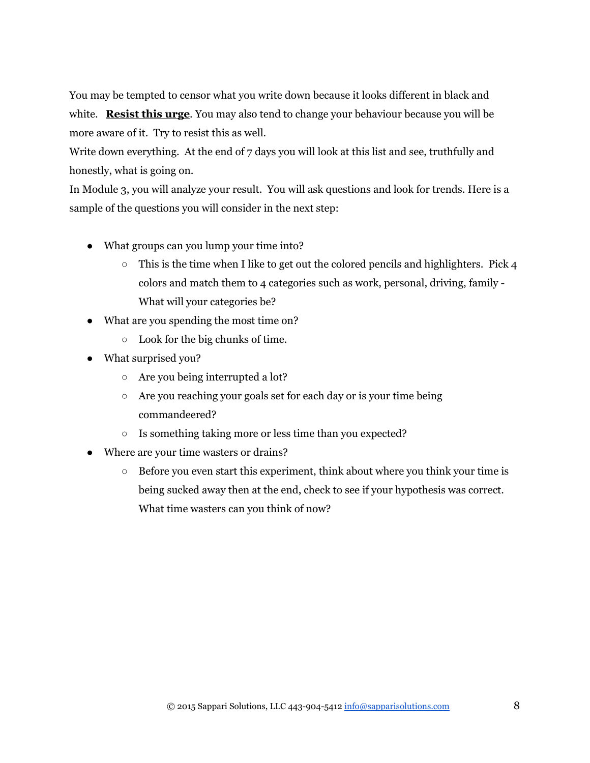You may be tempted to censor what you write down because it looks different in black and white. **Resist this urge**. You may also tend to change your behaviour because you will be more aware of it. Try to resist this as well.

Write down everything. At the end of 7 days you will look at this list and see, truthfully and honestly, what is going on.

In Module 3, you will analyze your result. You will ask questions and look for trends. Here is a sample of the questions you will consider in the next step:

- What groups can you lump your time into?
  - This is the time when I like to get out the colored pencils and highlighters. Pick 4 colors and match them to 4 categories such as work, personal, driving, family - What will your categories be?
- What are you spending the most time on?
  - Look for the big chunks of time.
- What surprised you?
  - Are you being interrupted a lot?
  - Are you reaching your goals set for each day or is your time being commandeered?
  - Is something taking more or less time than you expected?
- Where are your time wasters or drains?
  - Before you even start this experiment, think about where you think your time is being sucked away then at the end, check to see if your hypothesis was correct. What time wasters can you think of now?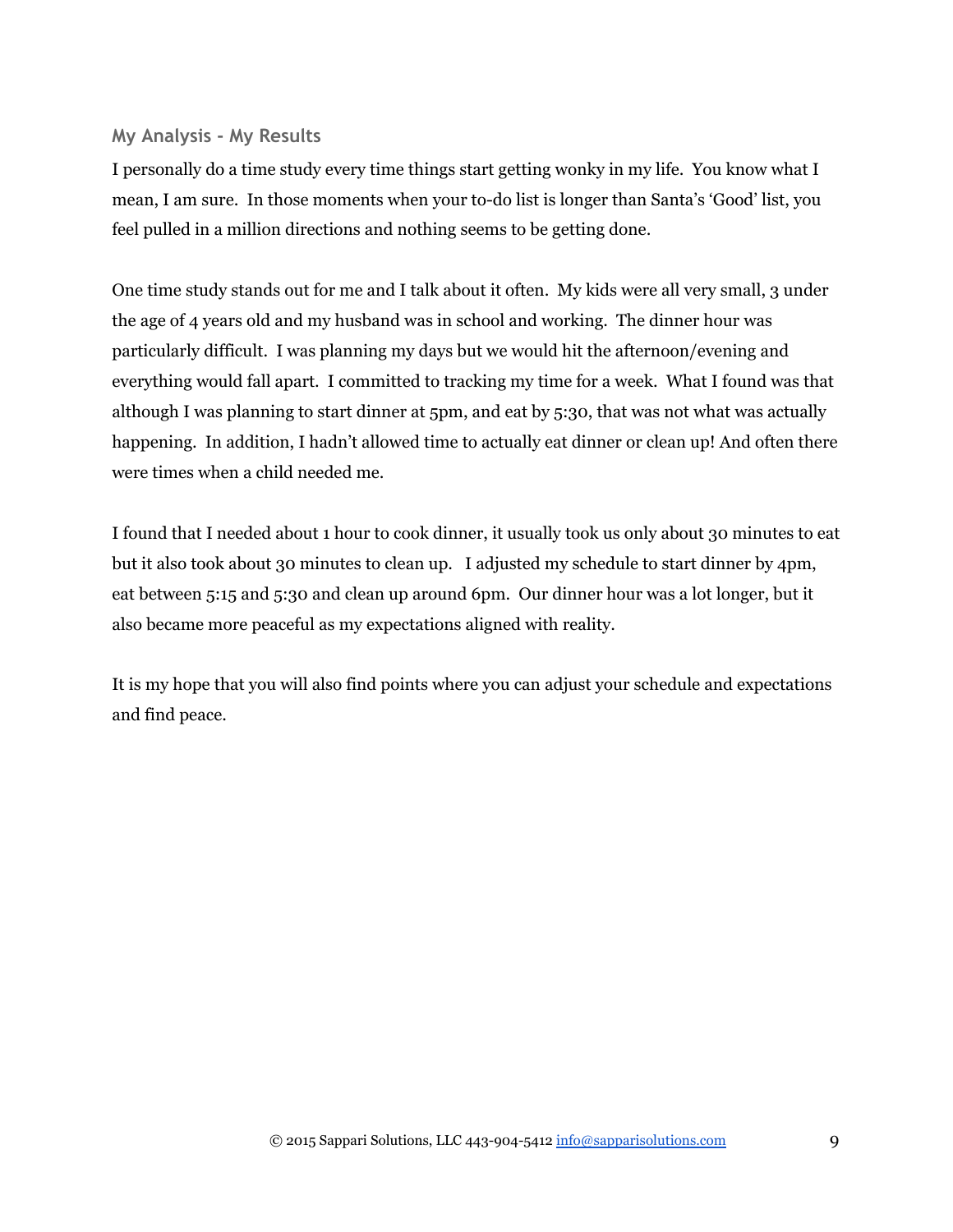## My Analysis - My Results

I personally do a time study every time things start getting wonky in my life. You know what I mean, I am sure. In those moments when your to-do list is longer than Santa's 'Good' list, you feel pulled in a million directions and nothing seems to be getting done.

One time study stands out for me and I talk about it often. My kids were all very small, 3 under the age of 4 years old and my husband was in school and working. The dinner hour was particularly difficult. I was planning my days but we would hit the afternoon/evening and everything would fall apart. I committed to tracking my time for a week. What I found was that although I was planning to start dinner at 5pm, and eat by 5:30, that was not what was actually happening. In addition, I hadn't allowed time to actually eat dinner or clean up! And often there were times when a child needed me.

I found that I needed about 1 hour to cook dinner, it usually took us only about 30 minutes to eat but it also took about 30 minutes to clean up. I adjusted my schedule to start dinner by 4pm, eat between 5:15 and 5:30 and clean up around 6pm. Our dinner hour was a lot longer, but it also became more peaceful as my expectations aligned with reality.

It is my hope that you will also find points where you can adjust your schedule and expectations and find peace.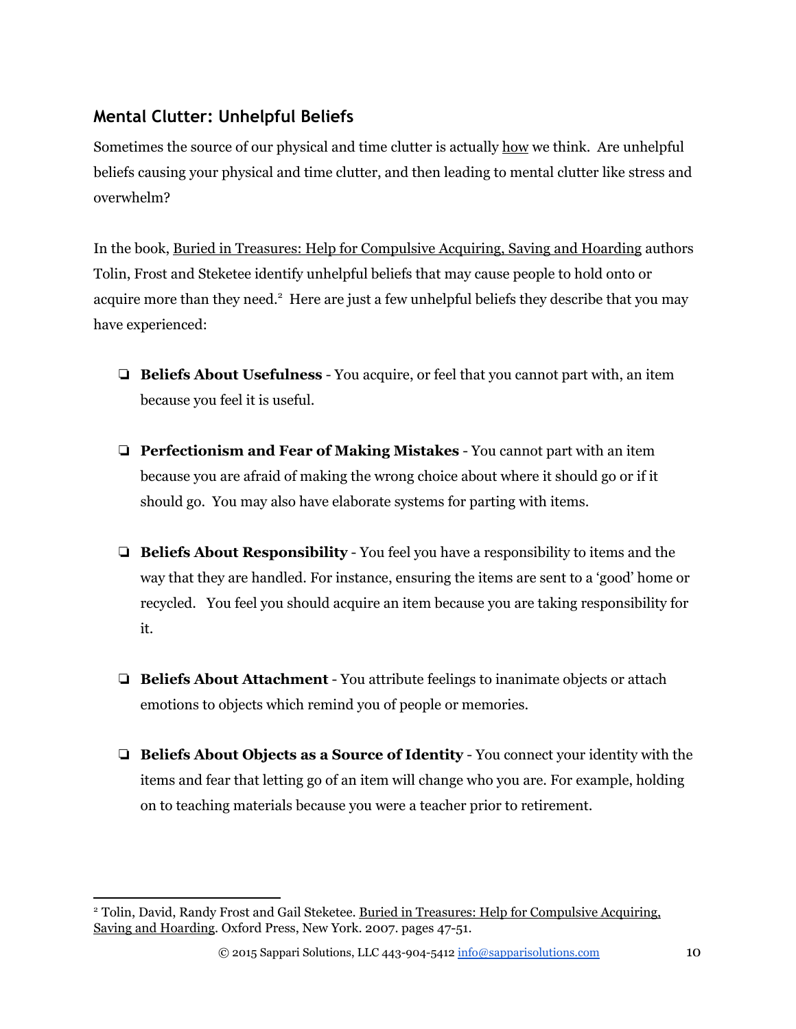## Mental Clutter: Unhelpful Beliefs

Sometimes the source of our physical and time clutter is actually how we think. Are unhelpful beliefs causing your physical and time clutter, and then leading to mental clutter like stress and overwhelm?

In the book, Buried in Treasures: Help for Compulsive Acquiring, Saving and Hoarding authors Tolin, Frost and Steketee identify unhelpful beliefs that may cause people to hold onto or acquire more than they need.[2] Here are just a few unhelpful beliefs they describe that you may have experienced:

- ❏ **Beliefs About Usefulness** - You acquire, or feel that you cannot part with, an item because you feel it is useful.
- ❏ **Perfectionism and Fear of Making Mistakes** - You cannot part with an item because you are afraid of making the wrong choice about where it should go or if it should go. You may also have elaborate systems for parting with items.
- ❏ **Beliefs About Responsibility** - You feel you have a responsibility to items and the way that they are handled. For instance, ensuring the items are sent to a 'good' home or recycled. You feel you should acquire an item because you are taking responsibility for it.
- ❏ **Beliefs About Attachment** - You attribute feelings to inanimate objects or attach emotions to objects which remind you of people or memories.
- ❏ **Beliefs About Objects as a Source of Identity** - You connect your identity with the items and fear that letting go of an item will change who you are. For example, holding on to teaching materials because you were a teacher prior to retirement.

---

[2] Tolin, David, Randy Frost and Gail Steketee. Buried in Treasures: Help for Compulsive Acquiring, Saving and Hoarding. Oxford Press, New York. 2007. pages 47-51.

© 2015 Sappari Solutions, LLC 443-904-5412 info@sapparisolutions.com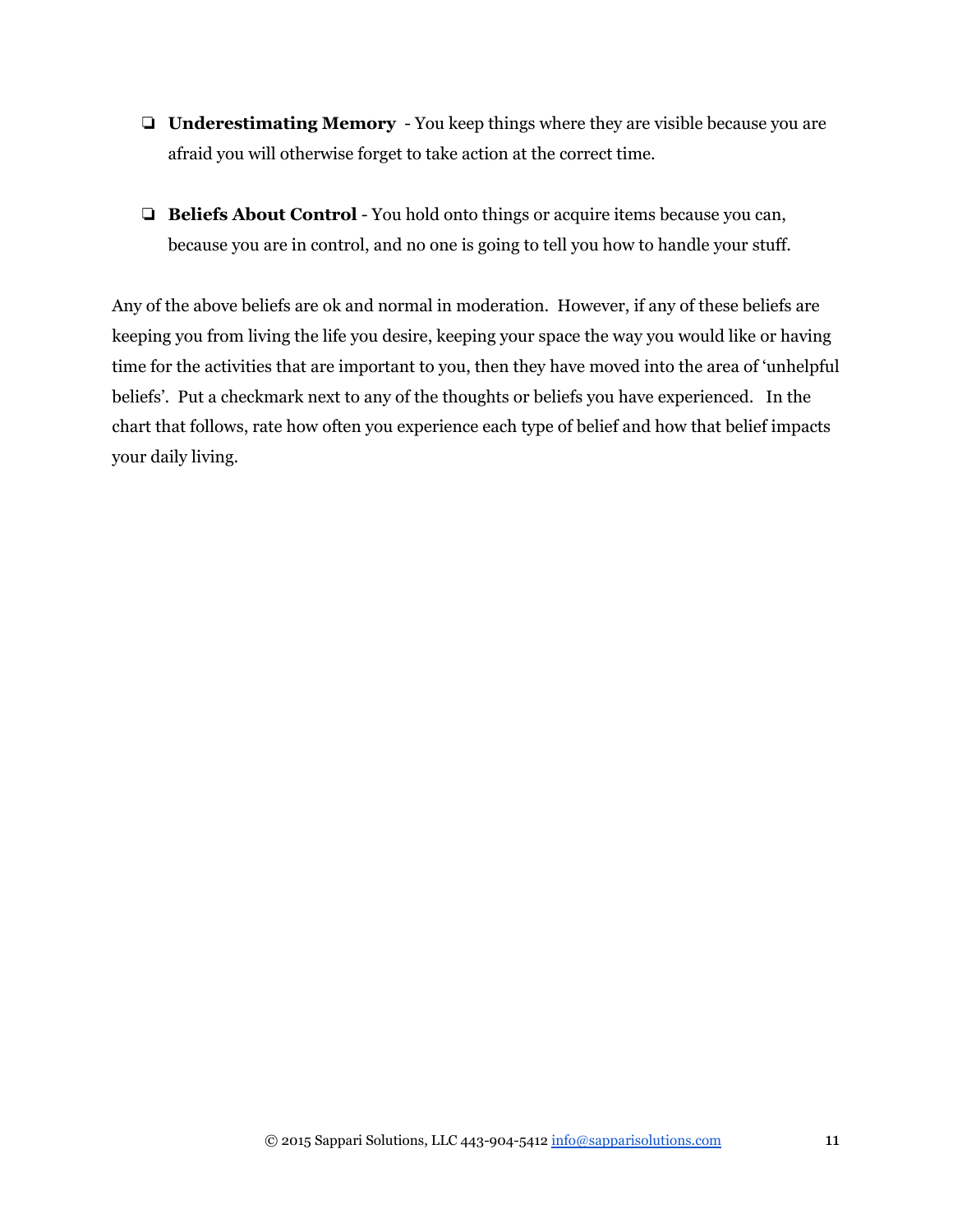- ❏ **Underestimating Memory** - You keep things where they are visible because you are afraid you will otherwise forget to take action at the correct time.

- ❏ **Beliefs About Control** - You hold onto things or acquire items because you can, because you are in control, and no one is going to tell you how to handle your stuff.

Any of the above beliefs are ok and normal in moderation. However, if any of these beliefs are keeping you from living the life you desire, keeping your space the way you would like or having time for the activities that are important to you, then they have moved into the area of 'unhelpful beliefs'. Put a checkmark next to any of the thoughts or beliefs you have experienced. In the chart that follows, rate how often you experience each type of belief and how that belief impacts your daily living.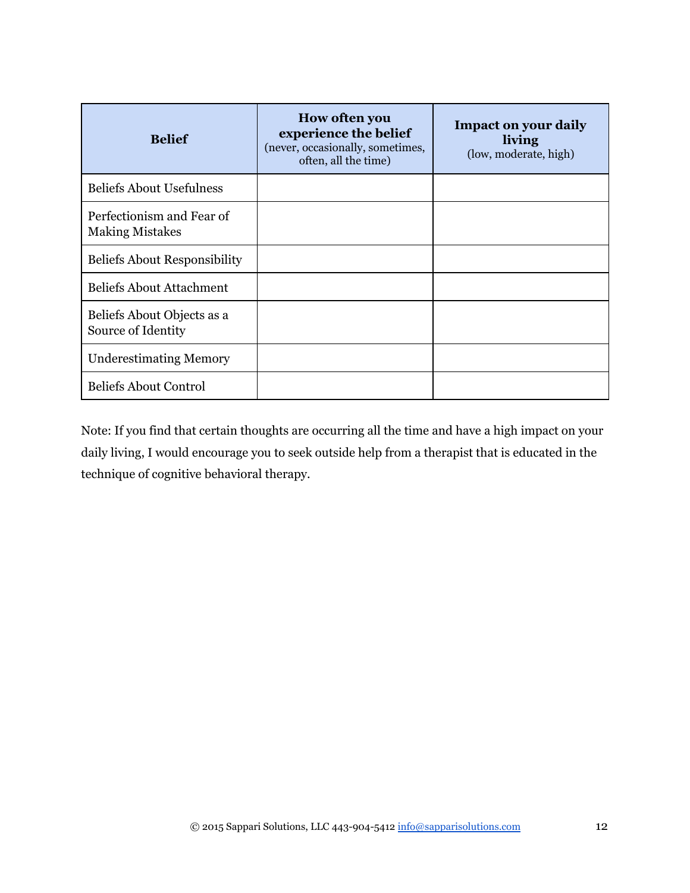| **Belief** | **How often you experience the belief** (never, occasionally, sometimes, often, all the time) | **Impact on your daily living** (low, moderate, high) |
|---|---|---|
| Beliefs About Usefulness | | |
| Perfectionism and Fear of Making Mistakes | | |
| Beliefs About Responsibility | | |
| Beliefs About Attachment | | |
| Beliefs About Objects as a Source of Identity | | |
| Underestimating Memory | | |
| Beliefs About Control | | |

Note: If you find that certain thoughts are occurring all the time and have a high impact on your daily living, I would encourage you to seek outside help from a therapist that is educated in the technique of cognitive behavioral therapy.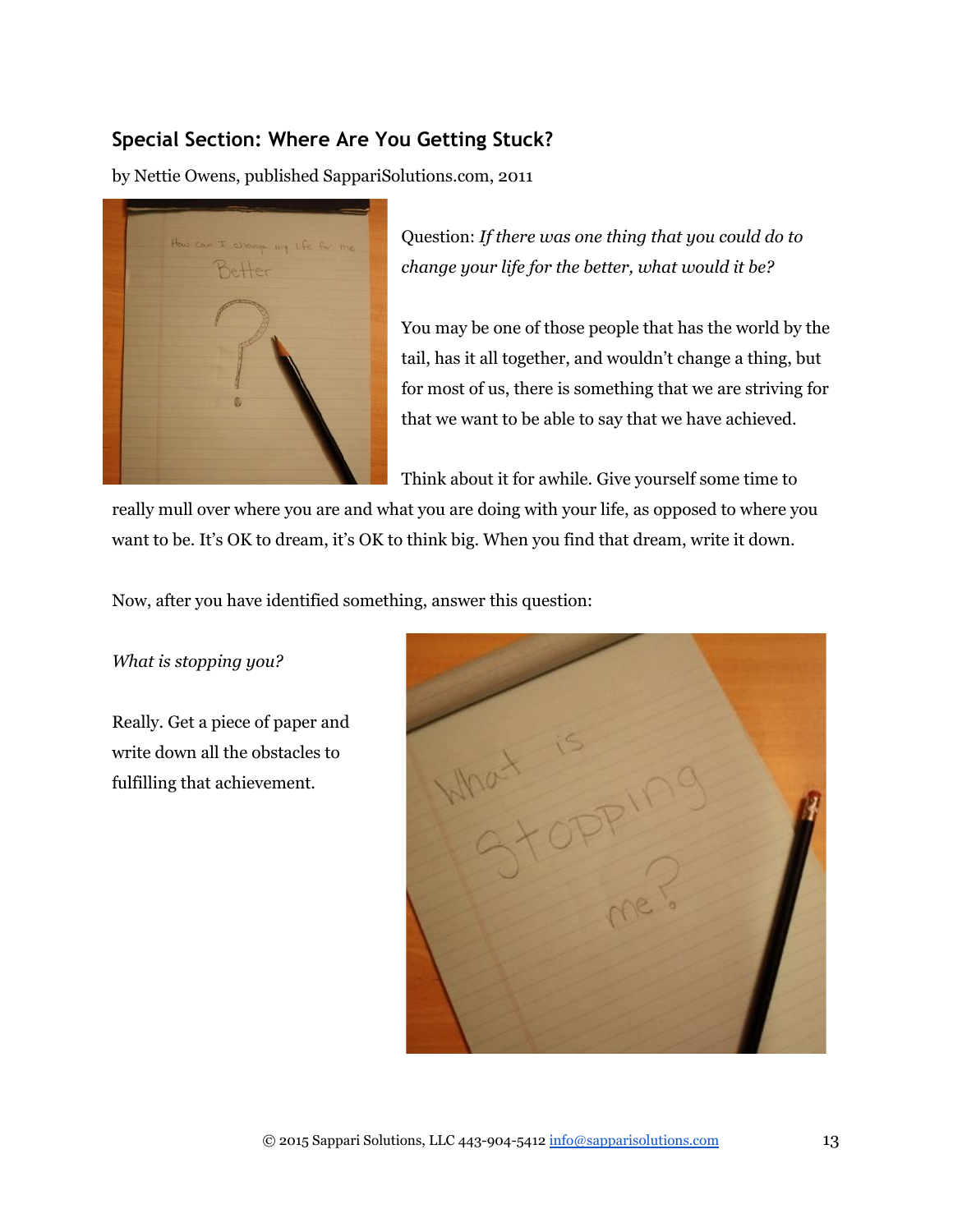### Special Section: Where Are You Getting Stuck?

by Nettie Owens, published SappariSolutions.com, 2011

Question: *If there was one thing that you could do to change your life for the better, what would it be?*

You may be one of those people that has the world by the tail, has it all together, and wouldn't change a thing, but for most of us, there is something that we are striving for that we want to be able to say that we have achieved.

Think about it for awhile. Give yourself some time to really mull over where you are and what you are doing with your life, as opposed to where you want to be. It's OK to dream, it's OK to think big. When you find that dream, write it down.

Now, after you have identified something, answer this question:

*What is stopping you?*

Really. Get a piece of paper and write down all the obstacles to fulfilling that achievement.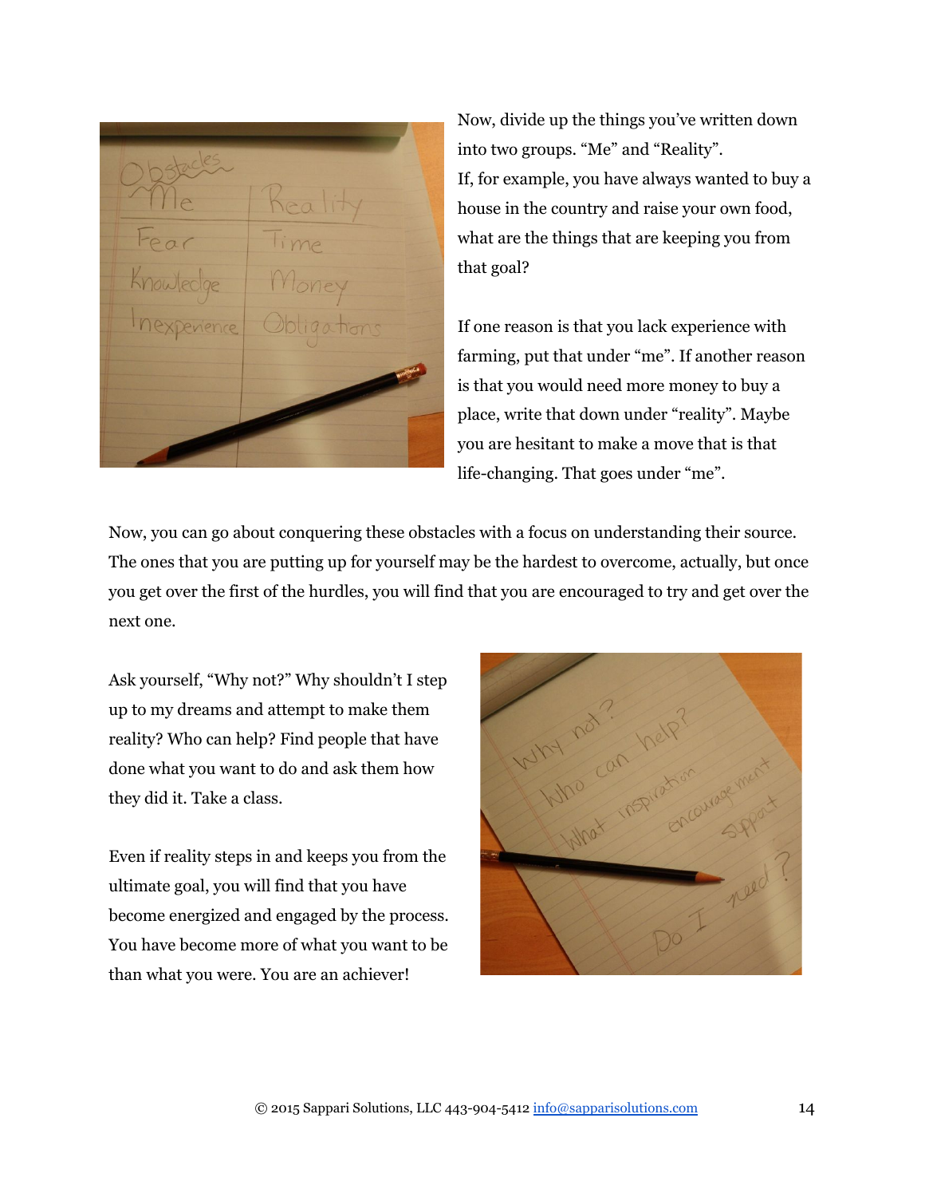Now, divide up the things you've written down into two groups. "Me" and "Reality".
If, for example, you have always wanted to buy a house in the country and raise your own food, what are the things that are keeping you from that goal?

If one reason is that you lack experience with farming, put that under "me". If another reason is that you would need more money to buy a place, write that down under "reality". Maybe you are hesitant to make a move that is that life-changing. That goes under "me".

Now, you can go about conquering these obstacles with a focus on understanding their source. The ones that you are putting up for yourself may be the hardest to overcome, actually, but once you get over the first of the hurdles, you will find that you are encouraged to try and get over the next one.

Ask yourself, "Why not?" Why shouldn't I step up to my dreams and attempt to make them reality? Who can help? Find people that have done what you want to do and ask them how they did it. Take a class.

Even if reality steps in and keeps you from the ultimate goal, you will find that you have become energized and engaged by the process. You have become more of what you want to be than what you were. You are an achiever!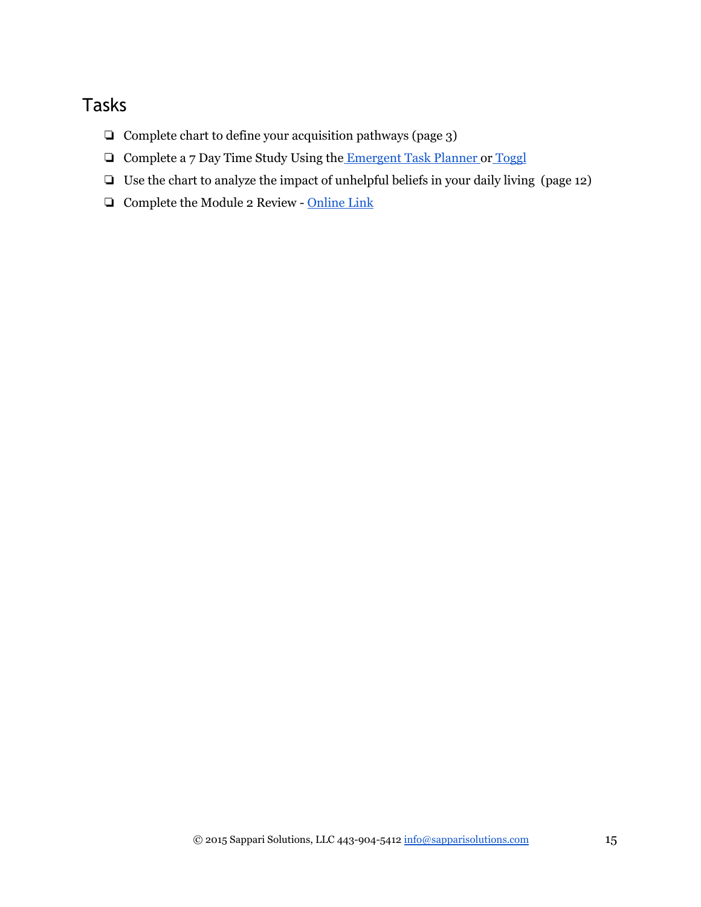## Tasks

- ❏ Complete chart to define your acquisition pathways (page 3)
- ❏ Complete a 7 Day Time Study Using the Emergent Task Planner or Toggl
- ❏ Use the chart to analyze the impact of unhelpful beliefs in your daily living (page 12)
- ❏ Complete the Module 2 Review - Online Link

© 2015 Sappari Solutions, LLC 443-904-5412 info@sapparisolutions.com